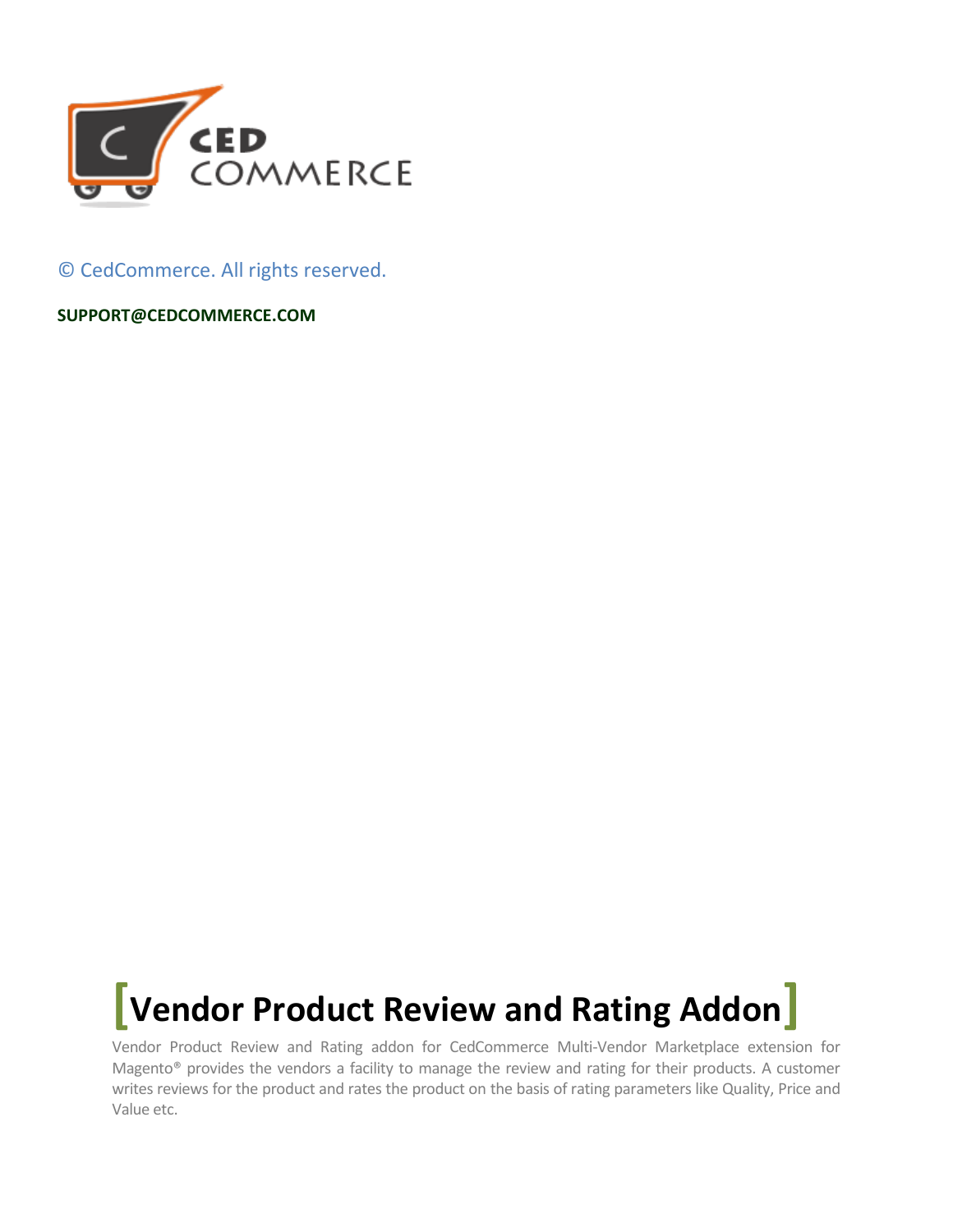© CedCommerce. All rights reserved.

**SUPPORT@CEDCOMMERCE.COM**

# [Vendor Product Review and Rating Addon]

Vendor Product Review and Rating addon for CedCommerce Multi-Vendor Marketplace extension for Magento® provides the vendors a facility to manage the review and rating for their products. A customer writes reviews for the product and rates the product on the basis of rating parameters like Quality, Price and Value etc.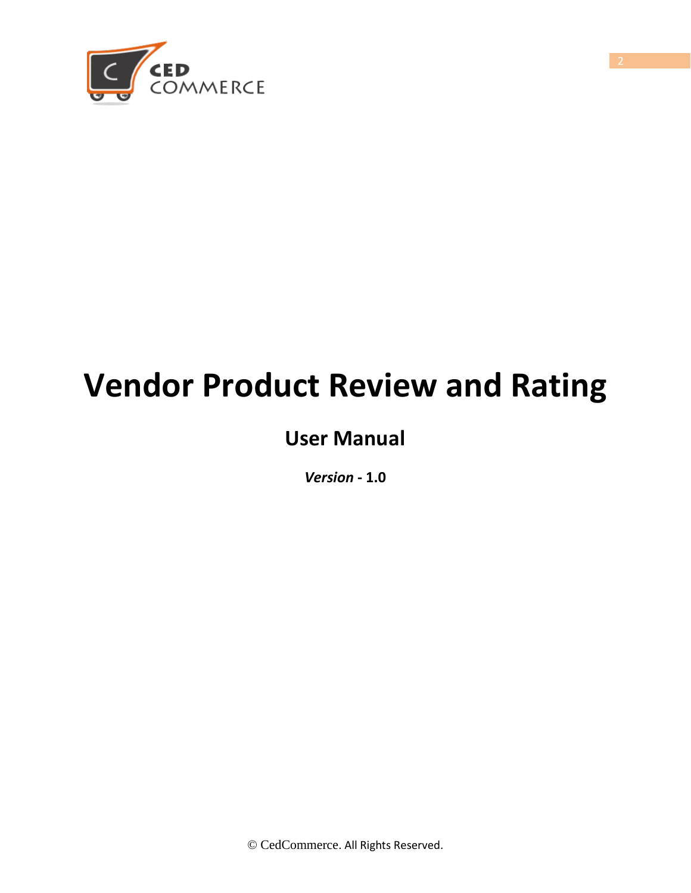# Vendor Product Review and Rating

## User Manual

***Version*** **- 1.0**

© CedCommerce. All Rights Reserved.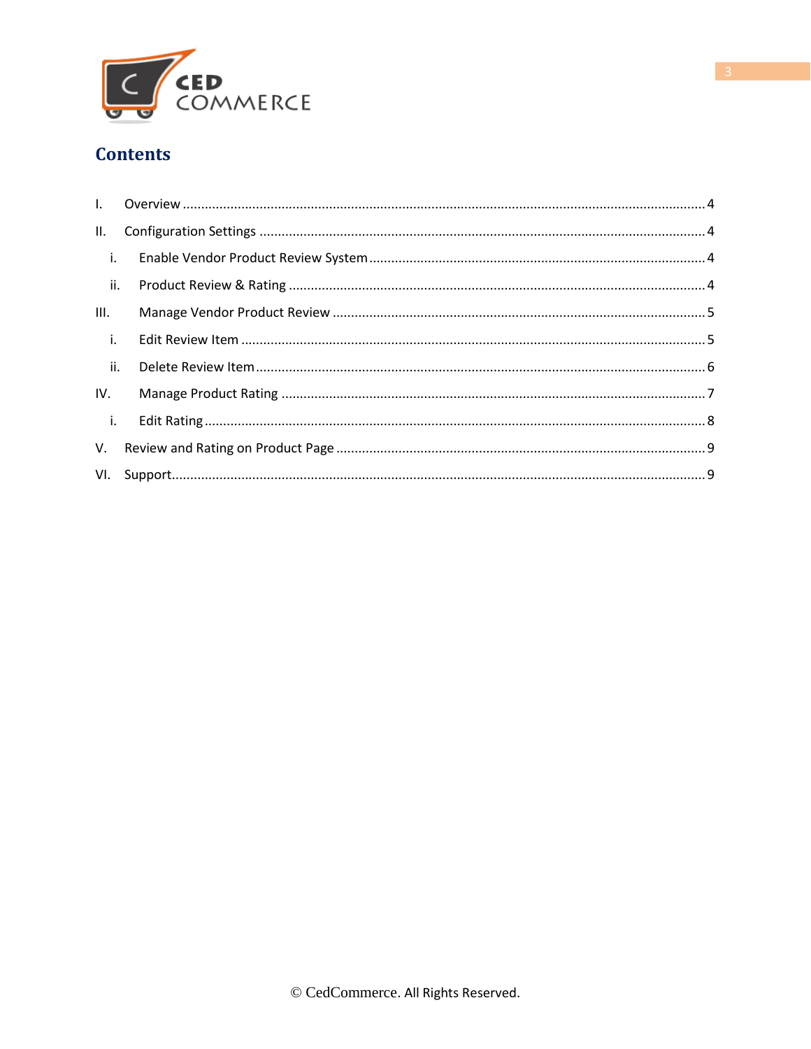## Contents

I. Overview ........................................................................................................................................ 4

II. Configuration Settings ...................................................................................................................... 4

i. Enable Vendor Product Review System ......................................................................................... 4

ii. Product Review & Rating ................................................................................................................ 4

III. Manage Vendor Product Review ..................................................................................................... 5

i. Edit Review Item ............................................................................................................................. 5

ii. Delete Review Item ......................................................................................................................... 6

IV. Manage Product Rating ................................................................................................................... 7

i. Edit Rating ....................................................................................................................................... 8

V. Review and Rating on Product Page .................................................................................................... 9

VI. Support ............................................................................................................................................. 9

© CedCommerce. All Rights Reserved.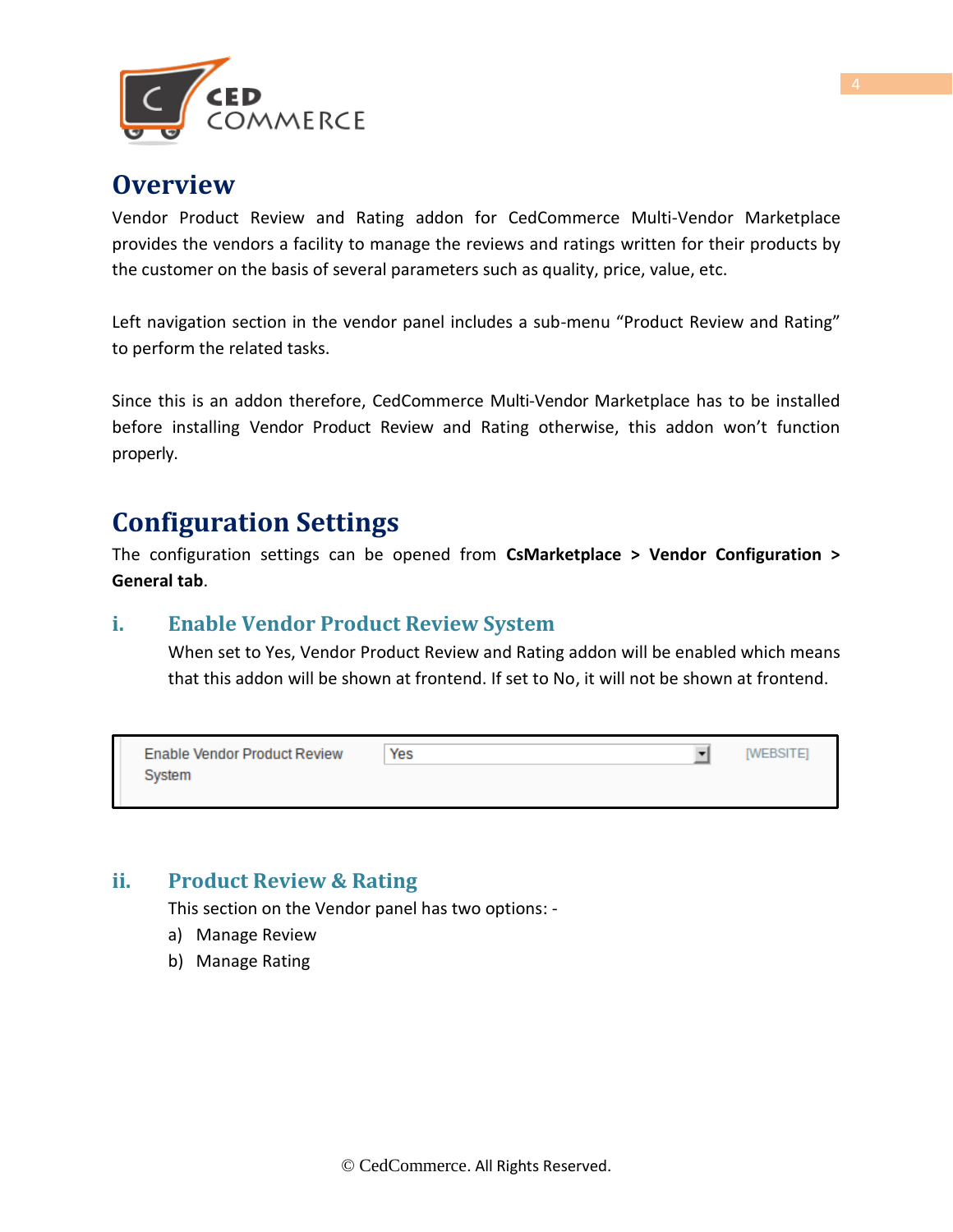# Overview

Vendor Product Review and Rating addon for CedCommerce Multi-Vendor Marketplace provides the vendors a facility to manage the reviews and ratings written for their products by the customer on the basis of several parameters such as quality, price, value, etc.

Left navigation section in the vendor panel includes a sub-menu "Product Review and Rating" to perform the related tasks.

Since this is an addon therefore, CedCommerce Multi-Vendor Marketplace has to be installed before installing Vendor Product Review and Rating otherwise, this addon won't function properly.

# Configuration Settings

The configuration settings can be opened from **CsMarketplace > Vendor Configuration > General tab**.

## i. Enable Vendor Product Review System

When set to Yes, Vendor Product Review and Rating addon will be enabled which means that this addon will be shown at frontend. If set to No, it will not be shown at frontend.

| Enable Vendor Product Review System | Yes | [WEBSITE] |
| --- | --- | --- |

## ii. Product Review & Rating

This section on the Vendor panel has two options: -

a) Manage Review

b) Manage Rating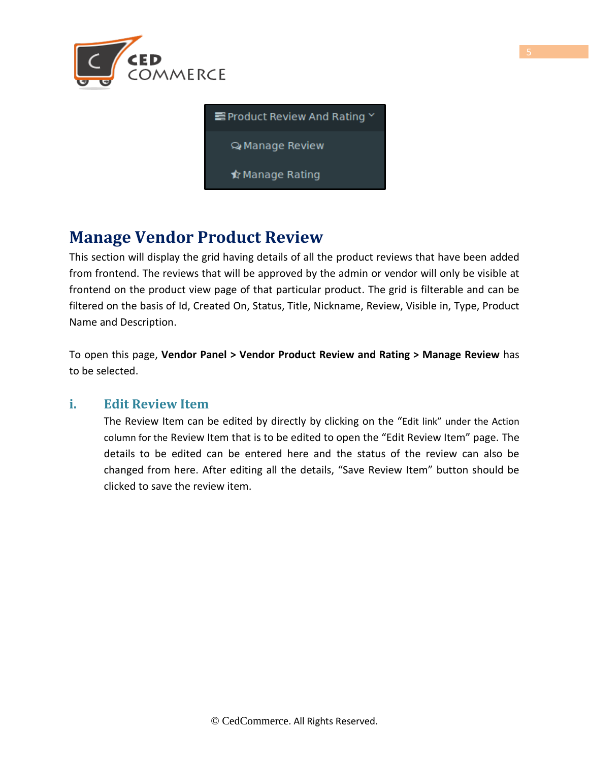## Manage Vendor Product Review

This section will display the grid having details of all the product reviews that have been added from frontend. The reviews that will be approved by the admin or vendor will only be visible at frontend on the product view page of that particular product. The grid is filterable and can be filtered on the basis of Id, Created On, Status, Title, Nickname, Review, Visible in, Type, Product Name and Description.

To open this page, **Vendor Panel > Vendor Product Review and Rating > Manage Review** has to be selected.

### i. Edit Review Item

The Review Item can be edited by directly by clicking on the "Edit link" under the Action column for the Review Item that is to be edited to open the "Edit Review Item" page. The details to be edited can be entered here and the status of the review can also be changed from here. After editing all the details, "Save Review Item" button should be clicked to save the review item.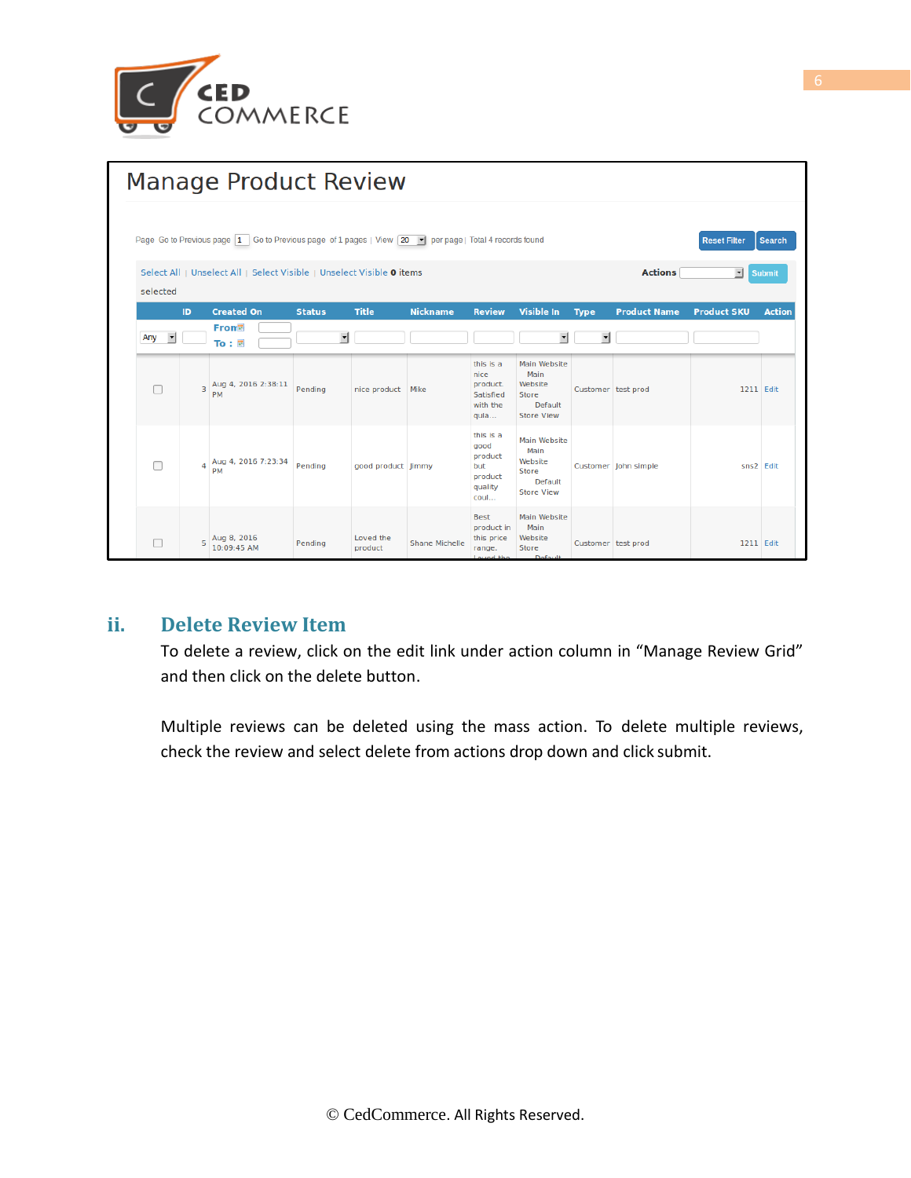## ii. Delete Review Item

To delete a review, click on the edit link under action column in “Manage Review Grid” and then click on the delete button.

Multiple reviews can be deleted using the mass action. To delete multiple reviews, check the review and select delete from actions drop down and click submit.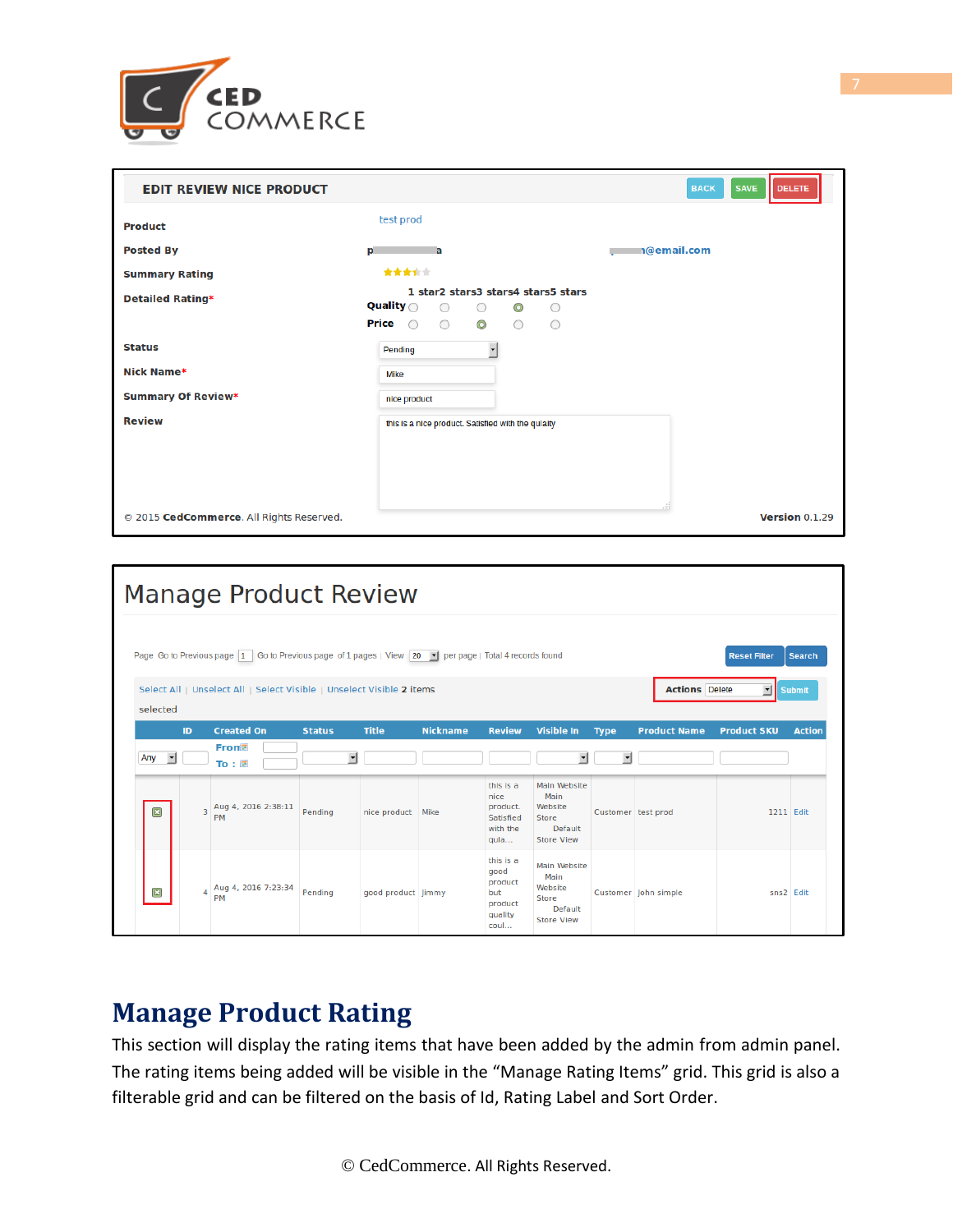## Manage Product Rating

This section will display the rating items that have been added by the admin from admin panel. The rating items being added will be visible in the "Manage Rating Items" grid. This grid is also a filterable grid and can be filtered on the basis of Id, Rating Label and Sort Order.

© CedCommerce. All Rights Reserved.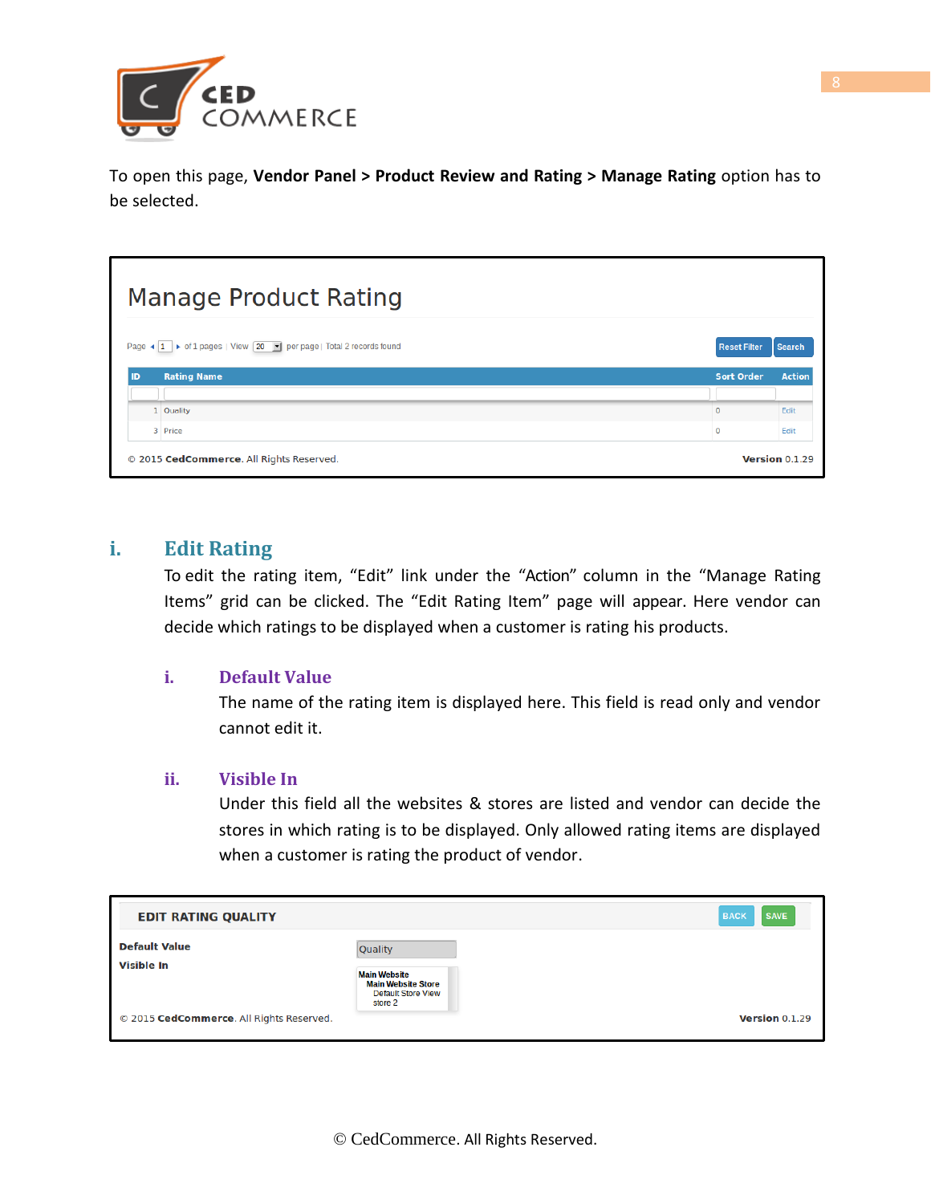To open this page, **Vendor Panel > Product Review and Rating > Manage Rating** option has to be selected.

Manage Product Rating

Page 1 of 1 pages | View 20 per page | Total 2 records found

Reset Filter | Search

| ID | Rating Name | Sort Order | Action |
|---|---|---|---|
| 1 | Quality | 0 | Edit |
| 3 | Price | 0 | Edit |

© 2015 **CedCommerce**. All Rights Reserved. **Version** 0.1.29

## i. Edit Rating

To edit the rating item, “Edit” link under the “Action” column in the “Manage Rating Items” grid can be clicked. The “Edit Rating Item” page will appear. Here vendor can decide which ratings to be displayed when a customer is rating his products.

### i. Default Value

The name of the rating item is displayed here. This field is read only and vendor cannot edit it.

### ii. Visible In

Under this field all the websites & stores are listed and vendor can decide the stores in which rating is to be displayed. Only allowed rating items are displayed when a customer is rating the product of vendor.

**EDIT RATING QUALITY** BACK SAVE

**Default Value** Quality

**Visible In** Main Website / Main Website Store / Default Store View / store 2

© 2015 **CedCommerce**. All Rights Reserved. **Version** 0.1.29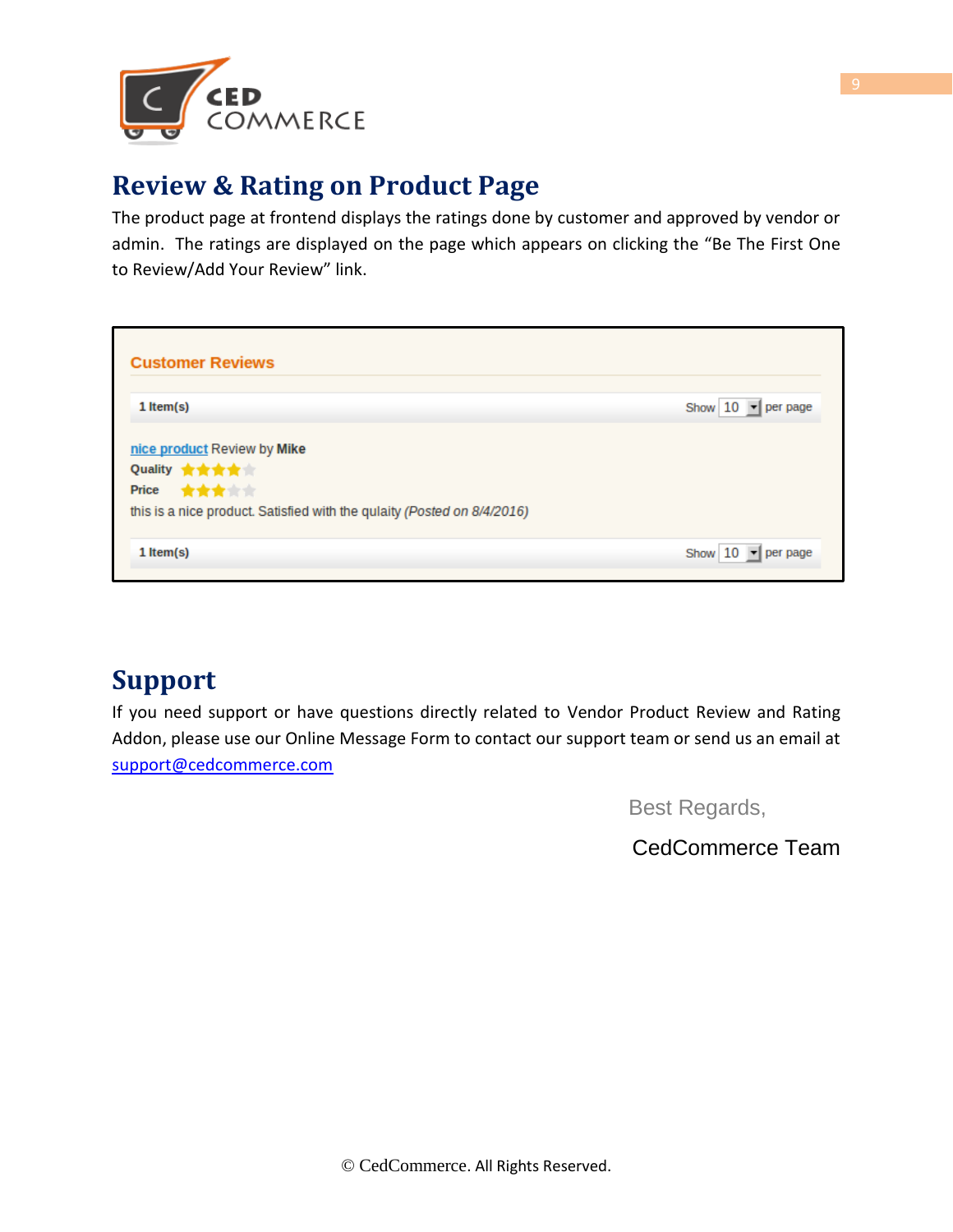## Review & Rating on Product Page

The product page at frontend displays the ratings done by customer and approved by vendor or admin. The ratings are displayed on the page which appears on clicking the "Be The First One to Review/Add Your Review" link.

**Customer Reviews**

1 Item(s) Show 10 per page

nice product Review by **Mike**

**Quality** ★★★★☆

**Price** ★★★☆☆

this is a nice product. Satisfied with the qulaity *(Posted on 8/4/2016)*

1 Item(s) Show 10 per page

## Support

If you need support or have questions directly related to Vendor Product Review and Rating Addon, please use our Online Message Form to contact our support team or send us an email at support@cedcommerce.com

Best Regards,

CedCommerce Team

© CedCommerce. All Rights Reserved.